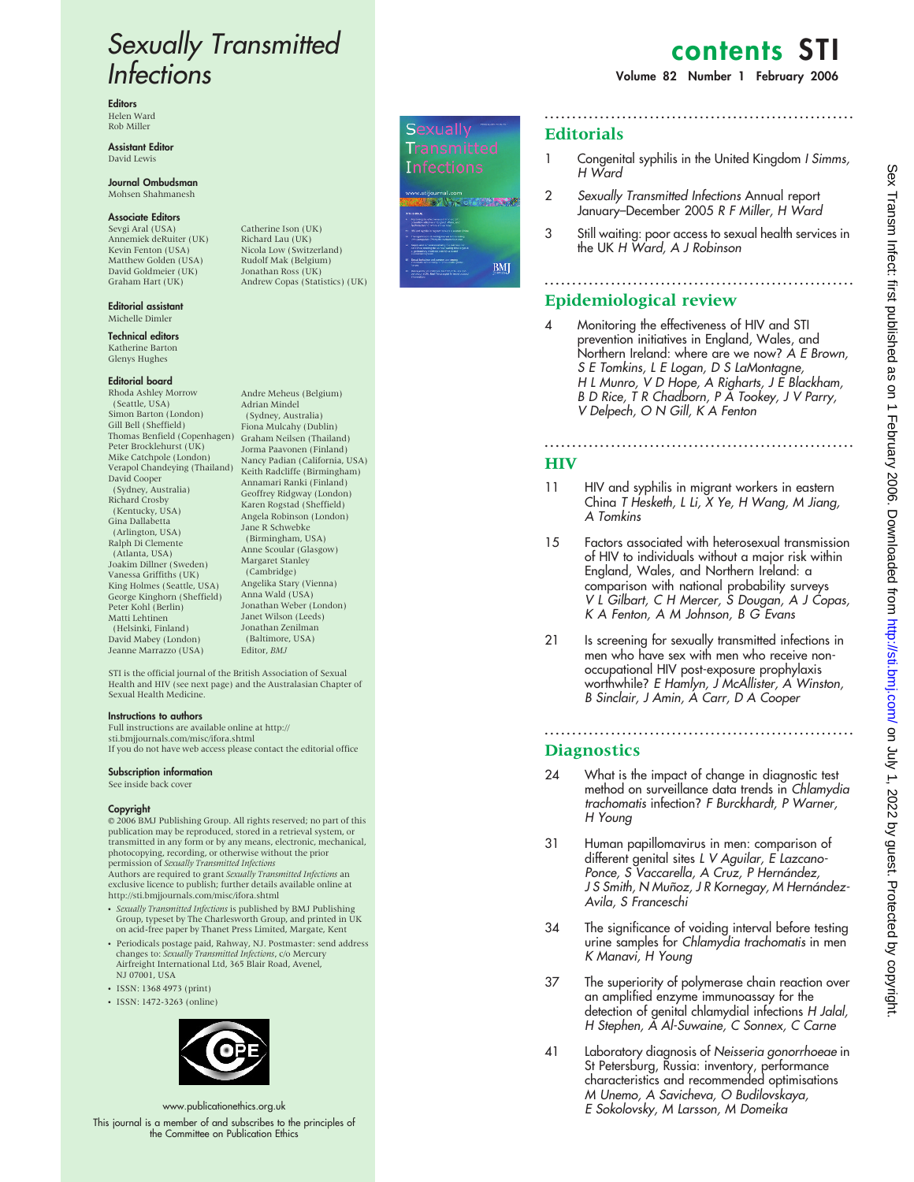# Sexually Transmitted Infections

**Editors**
Helen Ward
Rob Miller

**Assistant Editor**
David Lewis

**Journal Ombudsman**
Mohsen Shahmanesh

**Associate Editors**
Sevgi Aral (USA)
Annemiek deRuiter (UK)
Kevin Fenton (USA)
Matthew Golden (USA)
David Goldmeier (UK)
Graham Hart (UK)
Catherine Ison (UK)
Richard Lau (UK)
Nicola Low (Switzerland)
Rudolf Mak (Belgium)
Jonathan Ross (UK)
Andrew Copas (Statistics) (UK)

**Editorial assistant**
Michelle Dimler

**Technical editors**
Katherine Barton
Glenys Hughes

**Editorial board**
Rhoda Ashley Morrow (Seattle, USA)
Simon Barton (London)
Gill Bell (Sheffield)
Thomas Benfield (Copenhagen)
Peter Brocklehurst (UK)
Mike Catchpole (London)
Verapol Chandeying (Thailand)
David Cooper (Sydney, Australia)
Richard Crosby (Kentucky, USA)
Gina Dallabetta (Arlington, USA)
Ralph Di Clemente (Atlanta, USA)
Joakim Dillner (Sweden)
Vanessa Griffiths (UK)
King Holmes (Seattle, USA)
George Kinghorn (Sheffield)
Peter Kohl (Berlin)
Matti Lehtinen (Helsinki, Finland)
David Mabey (London)
Jeanne Marrazzo (USA)
Andre Meheus (Belgium)
Adrian Mindel (Sydney, Australia)
Fiona Mulcahy (Dublin)
Graham Neilsen (Thailand)
Jorma Paavonen (Finland)
Nancy Padian (California, USA)
Keith Radcliffe (Birmingham)
Annamari Ranki (Finland)
Geoffrey Ridgway (London)
Karen Rogstad (Sheffield)
Angela Robinson (London)
Jane R Schwebke (Birmingham, USA)
Anne Scoular (Glasgow)
Margaret Stanley (Cambridge)
Angelika Stary (Vienna)
Anna Wald (USA)
Jonathan Weber (London)
Janet Wilson (Leeds)
Jonathan Zenilman (Baltimore, USA)
Editor, *BMJ*

STI is the official journal of the British Association of Sexual Health and HIV (see next page) and the Australasian Chapter of Sexual Health Medicine.

**Instructions to authors**
Full instructions are available online at http://sti.bmjjournals.com/misc/ifora.shtml
If you do not have web access please contact the editorial office

**Subscription information**
See inside back cover

**Copyright**
© 2006 BMJ Publishing Group. All rights reserved; no part of this publication may be reproduced, stored in a retrieval system, or transmitted in any form or by any means, electronic, mechanical, photocopying, recording, or otherwise without the prior permission of *Sexually Transmitted Infections*
Authors are required to grant *Sexually Transmitted Infections* an exclusive licence to publish; further details available online at http://sti.bmjjournals.com/misc/ifora.shtml

- *Sexually Transmitted Infections* is published by BMJ Publishing Group, typeset by The Charlesworth Group, and printed in UK on acid-free paper by Thanet Press Limited, Margate, Kent
- Periodicals postage paid, Rahway, NJ. Postmaster: send address changes to: *Sexually Transmitted Infections*, c/o Mercury Airfreight International Ltd, 365 Blair Road, Avenel, NJ 07001, USA
- ISSN: 1368 4973 (print)
- ISSN: 1472-3263 (online)

www.publicationethics.org.uk

This journal is a member of and subscribes to the principles of the Committee on Publication Ethics

# contents STI

**Volume 82 Number 1 February 2006**

## Editorials

1 Congenital syphilis in the United Kingdom *I Simms, H Ward*

2 *Sexually Transmitted Infections* Annual report January–December 2005 *R F Miller, H Ward*

3 Still waiting: poor access to sexual health services in the UK *H Ward, A J Robinson*

## Epidemiological review

4 Monitoring the effectiveness of HIV and STI prevention initiatives in England, Wales, and Northern Ireland: where are we now? *A E Brown, S E Tomkins, L E Logan, D S LaMontagne, H L Munro, V D Hope, A Righarts, J E Blackham, B D Rice, T R Chadborn, P A Tookey, J V Parry, V Delpech, O N Gill, K A Fenton*

## HIV

11 HIV and syphilis in migrant workers in eastern China *T Hesketh, L Li, X Ye, H Wang, M Jiang, A Tomkins*

15 Factors associated with heterosexual transmission of HIV to individuals without a major risk within England, Wales, and Northern Ireland: a comparison with national probability surveys *V L Gilbart, C H Mercer, S Dougan, A J Copas, K A Fenton, A M Johnson, B G Evans*

21 Is screening for sexually transmitted infections in men who have sex with men who receive non-occupational HIV post-exposure prophylaxis worthwhile? *E Hamlyn, J McAllister, A Winston, B Sinclair, J Amin, A Carr, D A Cooper*

## Diagnostics

24 What is the impact of change in diagnostic test method on surveillance data trends in *Chlamydia trachomatis* infection? *F Burckhardt, P Warner, H Young*

31 Human papillomavirus in men: comparison of different genital sites *L V Aguilar, E Lazcano-Ponce, S Vaccarella, A Cruz, P Hernández, J S Smith, N Muñoz, J R Kornegay, M Hernández-Avila, S Franceschi*

34 The significance of voiding interval before testing urine samples for *Chlamydia trachomatis* in men *K Manavi, H Young*

37 The superiority of polymerase chain reaction over an amplified enzyme immunoassay for the detection of genital chlamydial infections *H Jalal, H Stephen, A Al-Suwaine, C Sonnex, C Carne*

41 Laboratory diagnosis of *Neisseria gonorrhoeae* in St Petersburg, Russia: inventory, performance characteristics and recommended optimisations *M Unemo, A Savicheva, O Budilovskaya, E Sokolovsky, M Larsson, M Domeika*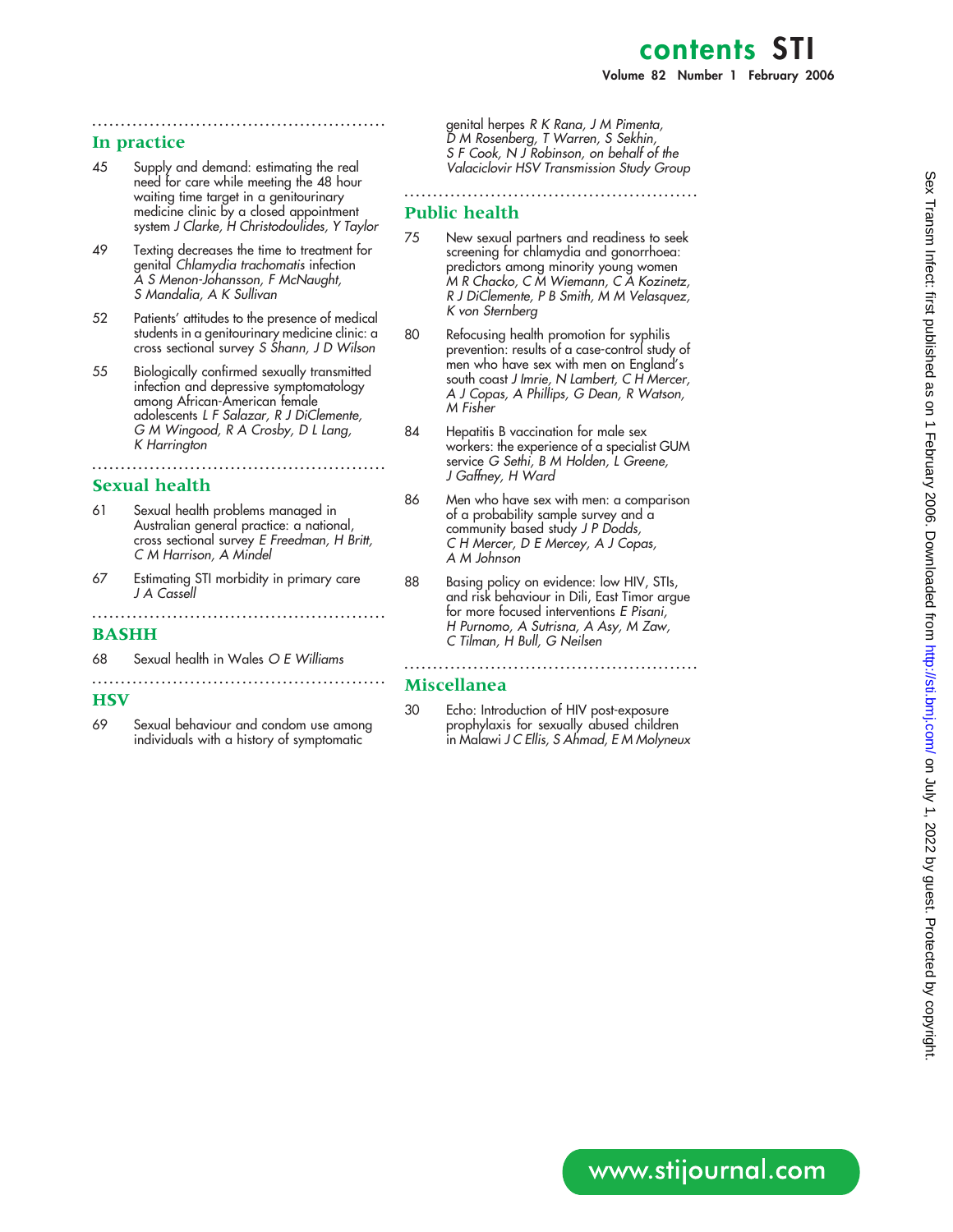# contents STI

## In practice

45 Supply and demand: estimating the real need for care while meeting the 48 hour waiting time target in a genitourinary medicine clinic by a closed appointment system *J Clarke, H Christodoulides, Y Taylor*

49 Texting decreases the time to treatment for genital *Chlamydia trachomatis* infection *A S Menon-Johansson, F McNaught, S Mandalia, A K Sullivan*

52 Patients' attitudes to the presence of medical students in a genitourinary medicine clinic: a cross sectional survey *S Shann, J D Wilson*

55 Biologically confirmed sexually transmitted infection and depressive symptomatology among African-American female adolescents *L F Salazar, R J DiClemente, G M Wingood, R A Crosby, D L Lang, K Harrington*

## Sexual health

61 Sexual health problems managed in Australian general practice: a national, cross sectional survey *E Freedman, H Britt, C M Harrison, A Mindel*

67 Estimating STI morbidity in primary care *J A Cassell*

## BASHH

68 Sexual health in Wales *O E Williams*

## HSV

69 Sexual behaviour and condom use among individuals with a history of symptomatic genital herpes *R K Rana, J M Pimenta, D M Rosenberg, T Warren, S Sekhin, S F Cook, N J Robinson, on behalf of the Valaciclovir HSV Transmission Study Group*

## Public health

75 New sexual partners and readiness to seek screening for chlamydia and gonorrhoea: predictors among minority young women *M R Chacko, C M Wiemann, C A Kozinetz, R J DiClemente, P B Smith, M M Velasquez, K von Sternberg*

80 Refocusing health promotion for syphilis prevention: results of a case-control study of men who have sex with men on England's south coast *J Imrie, N Lambert, C H Mercer, A J Copas, A Phillips, G Dean, R Watson, M Fisher*

84 Hepatitis B vaccination for male sex workers: the experience of a specialist GUM service *G Sethi, B M Holden, L Greene, J Gaffney, H Ward*

86 Men who have sex with men: a comparison of a probability sample survey and a community based study *J P Dodds, C H Mercer, D E Mercey, A J Copas, A M Johnson*

88 Basing policy on evidence: low HIV, STIs, and risk behaviour in Dili, East Timor argue for more focused interventions *E Pisani, H Purnomo, A Sutrisna, A Asy, M Zaw, C Tilman, H Bull, G Neilsen*

## Miscellanea

30 Echo: Introduction of HIV post-exposure prophylaxis for sexually abused children in Malawi *J C Ellis, S Ahmad, E M Molyneux*

www.stijournal.com